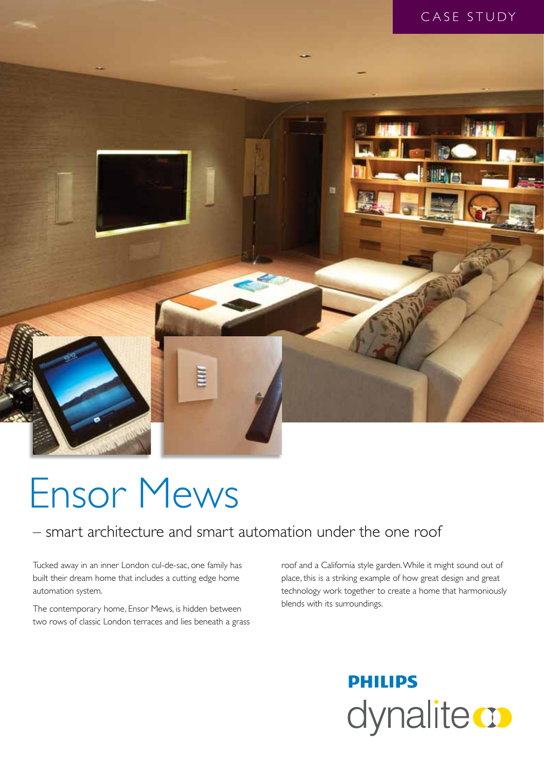CASE STUDY

# Ensor Mews

## – smart architecture and smart automation under the one roof

Tucked away in an inner London cul-de-sac, one family has built their dream home that includes a cutting edge home automation system.

The contemporary home, Ensor Mews, is hidden between two rows of classic London terraces and lies beneath a grass roof and a California style garden. While it might sound out of place, this is a striking example of how great design and great technology work together to create a home that harmoniously blends with its surroundings.

PHILIPS
dynalite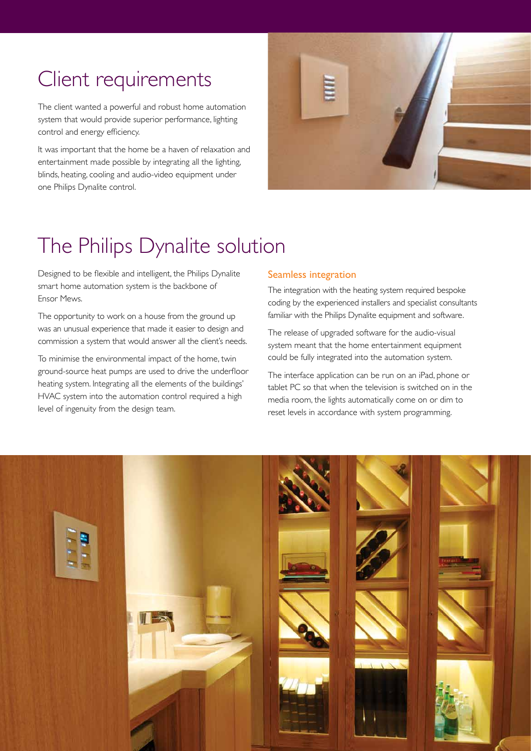# Client requirements

The client wanted a powerful and robust home automation system that would provide superior performance, lighting control and energy efficiency.

It was important that the home be a haven of relaxation and entertainment made possible by integrating all the lighting, blinds, heating, cooling and audio-video equipment under one Philips Dynalite control.

# The Philips Dynalite solution

Designed to be flexible and intelligent, the Philips Dynalite smart home automation system is the backbone of Ensor Mews.

The opportunity to work on a house from the ground up was an unusual experience that made it easier to design and commission a system that would answer all the client's needs.

To minimise the environmental impact of the home, twin ground-source heat pumps are used to drive the underfloor heating system. Integrating all the elements of the buildings' HVAC system into the automation control required a high level of ingenuity from the design team.

### Seamless integration

The integration with the heating system required bespoke coding by the experienced installers and specialist consultants familiar with the Philips Dynalite equipment and software.

The release of upgraded software for the audio-visual system meant that the home entertainment equipment could be fully integrated into the automation system.

The interface application can be run on an iPad, phone or tablet PC so that when the television is switched on in the media room, the lights automatically come on or dim to reset levels in accordance with system programming.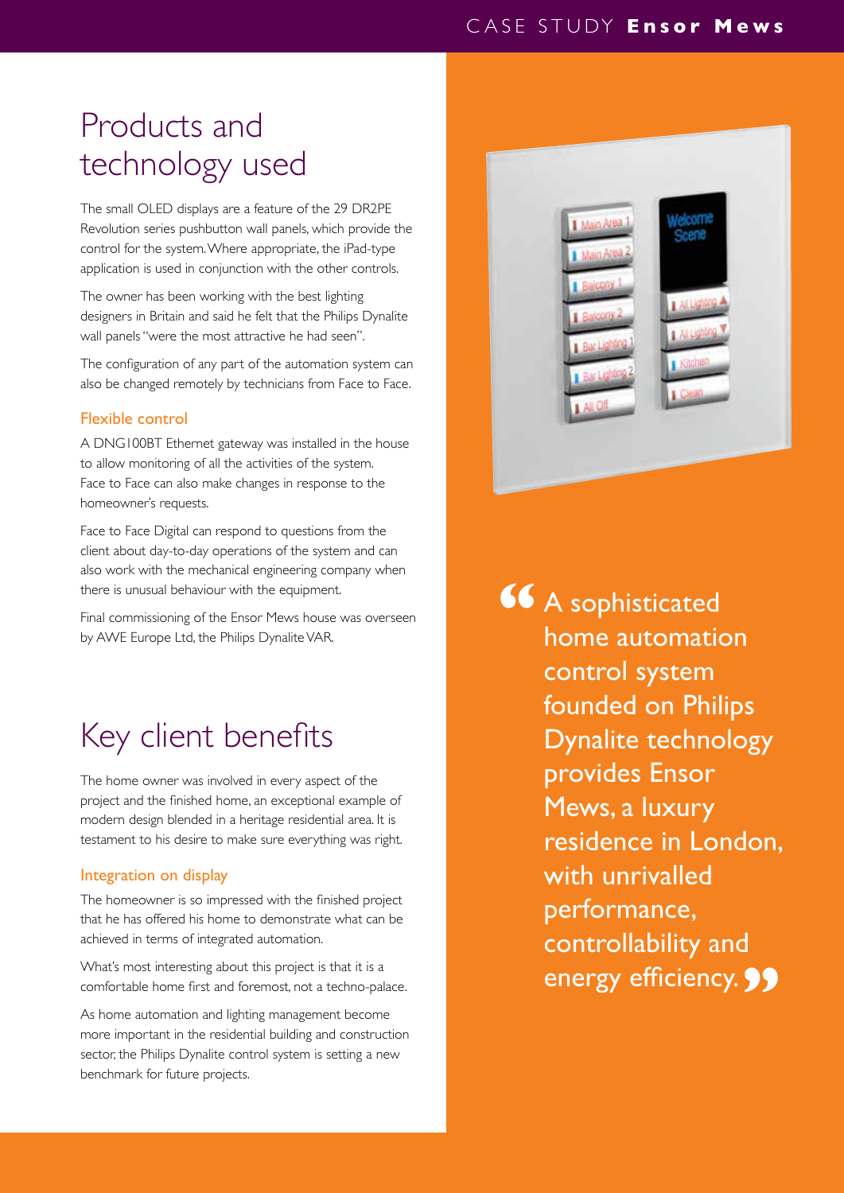## Products and technology used

The small OLED displays are a feature of the 29 DR2PE Revolution series pushbutton wall panels, which provide the control for the system. Where appropriate, the iPad-type application is used in conjunction with the other controls.

The owner has been working with the best lighting designers in Britain and said he felt that the Philips Dynalite wall panels "were the most attractive he had seen".

The configuration of any part of the automation system can also be changed remotely by technicians from Face to Face.

### Flexible control

A DNG100BT Ethernet gateway was installed in the house to allow monitoring of all the activities of the system. Face to Face can also make changes in response to the homeowner's requests.

Face to Face Digital can respond to questions from the client about day-to-day operations of the system and can also work with the mechanical engineering company when there is unusual behaviour with the equipment.

Final commissioning of the Ensor Mews house was overseen by AWE Europe Ltd, the Philips Dynalite VAR.

## Key client benefits

The home owner was involved in every aspect of the project and the finished home, an exceptional example of modern design blended in a heritage residential area. It is testament to his desire to make sure everything was right.

### Integration on display

The homeowner is so impressed with the finished project that he has offered his home to demonstrate what can be achieved in terms of integrated automation.

What's most interesting about this project is that it is a comfortable home first and foremost, not a techno-palace.

As home automation and lighting management become more important in the residential building and construction sector, the Philips Dynalite control system is setting a new benchmark for future projects.

> "A sophisticated home automation control system founded on Philips Dynalite technology provides Ensor Mews, a luxury residence in London, with unrivalled performance, controllability and energy efficiency."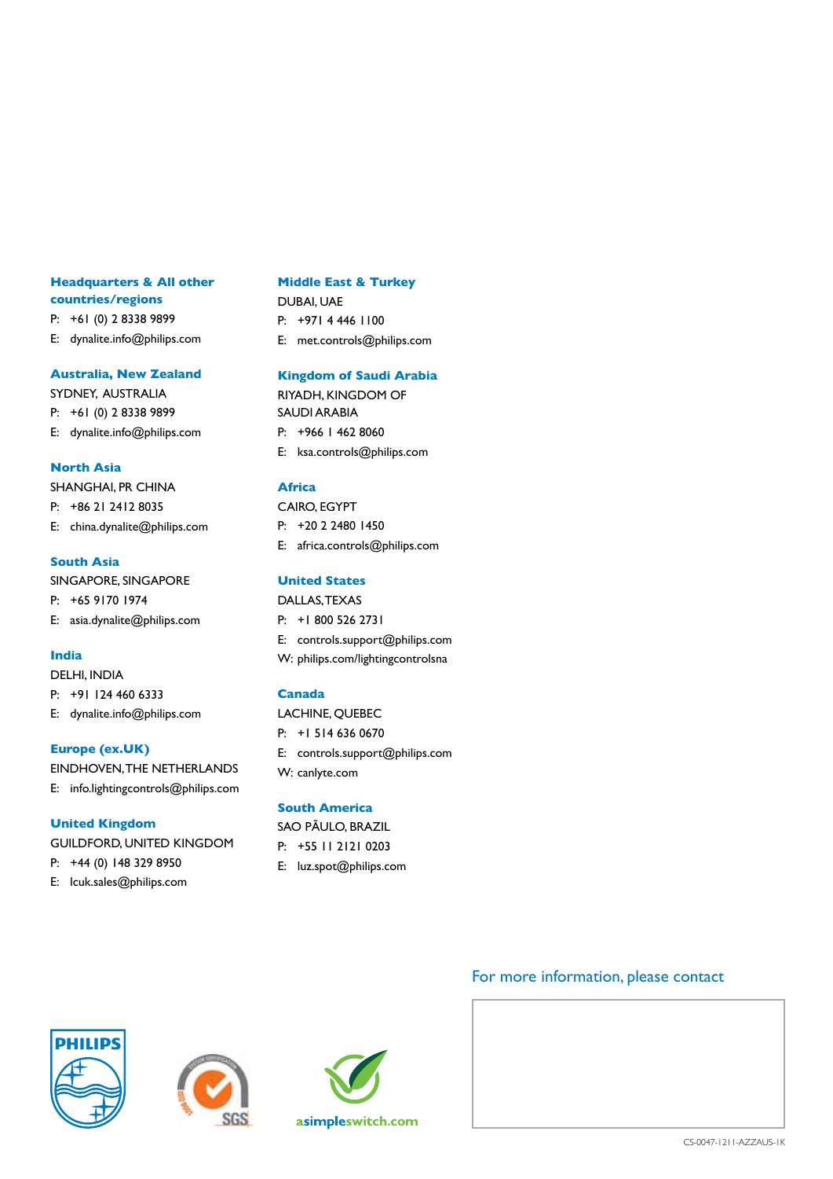**Headquarters & All other countries/regions**
P: +61 (0) 2 8338 9899
E: dynalite.info@philips.com

**Australia, New Zealand**
SYDNEY, AUSTRALIA
P: +61 (0) 2 8338 9899
E: dynalite.info@philips.com

**North Asia**
SHANGHAI, PR CHINA
P: +86 21 2412 8035
E: china.dynalite@philips.com

**South Asia**
SINGAPORE, SINGAPORE
P: +65 9170 1974
E: asia.dynalite@philips.com

**India**
DELHI, INDIA
P: +91 124 460 6333
E: dynalite.info@philips.com

**Europe (ex.UK)**
EINDHOVEN, THE NETHERLANDS
E: info.lightingcontrols@philips.com

**United Kingdom**
GUILDFORD, UNITED KINGDOM
P: +44 (0) 148 329 8950
E: lcuk.sales@philips.com

**Middle East & Turkey**
DUBAI, UAE
P: +971 4 446 1100
E: met.controls@philips.com

**Kingdom of Saudi Arabia**
RIYADH, KINGDOM OF SAUDI ARABIA
P: +966 1 462 8060
E: ksa.controls@philips.com

**Africa**
CAIRO, EGYPT
P: +20 2 2480 1450
E: africa.controls@philips.com

**United States**
DALLAS, TEXAS
P: +1 800 526 2731
E: controls.support@philips.com
W: philips.com/lightingcontrolsna

**Canada**
LACHINE, QUEBEC
P: +1 514 636 0670
E: controls.support@philips.com
W: canlyte.com

**South America**
SAO PÃULO, BRAZIL
P: +55 11 2121 0203
E: luz.spot@philips.com

For more information, please contact

PHILIPS

SGS ISO 9001

asimpleswitch.com

CS-0047-1211-AZZAUS-1K